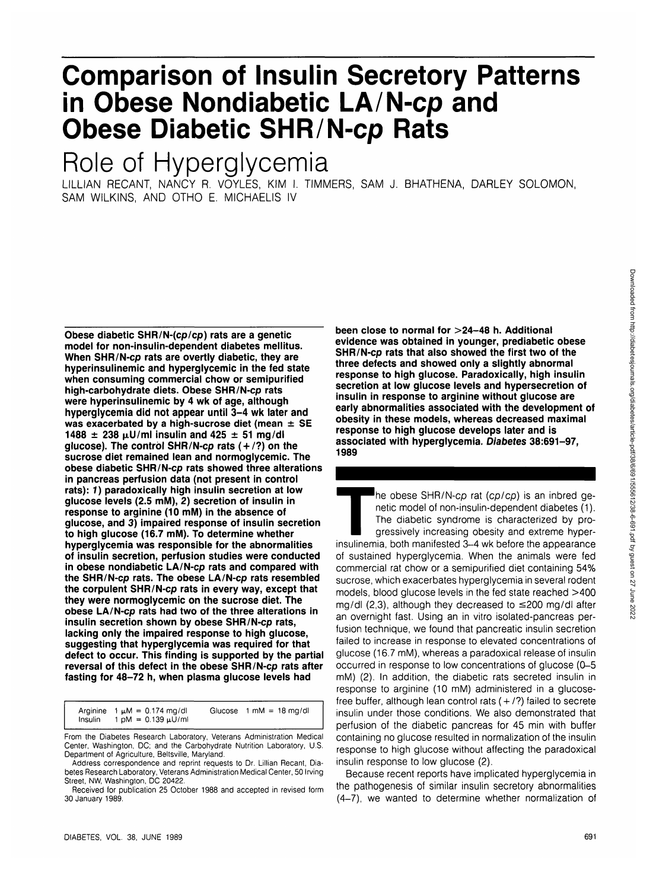# Comparison of Insulin Secretory Patterns in Obese Nondiabetic LA/N-*cp* and Obese Diabetic SHR/N-*cp* Rats

## Role of Hyperglycemia

LILLIAN RECANT, NANCY R. VOYLES, KIM I. TIMMERS, SAM J. BHATHENA, DARLEY SOLOMON, SAM WILKINS, AND OTHO E. MICHAELIS IV

**Obese diabetic SHR/N-(*cp/cp*) rats are a genetic model for non-insulin-dependent diabetes mellitus. When SHR/N-*cp* rats are overtly diabetic, they are hyperinsulinemic and hyperglycemic in the fed state when consuming commercial chow or semipurified high-carbohydrate diets. Obese SHR/N-*cp* rats were hyperinsulinemic by 4 wk of age, although hyperglycemia did not appear until 3–4 wk later and was exacerbated by a high-sucrose diet (mean ± SE 1488 ± 238 μU/ml insulin and 425 ± 51 mg/dl glucose). The control SHR/N-*cp* rats (+/?) on the sucrose diet remained lean and normoglycemic. The obese diabetic SHR/N-*cp* rats showed three alterations in pancreas perfusion data (not present in control rats): *1*) paradoxically high insulin secretion at low glucose levels (2.5 mM), *2*) secretion of insulin in response to arginine (10 mM) in the absence of glucose, and *3*) impaired response of insulin secretion to high glucose (16.7 mM). To determine whether hyperglycemia was responsible for the abnormalities of insulin secretion, perfusion studies were conducted in obese nondiabetic LA/N-*cp* rats and compared with the SHR/N-*cp* rats. The obese LA/N-*cp* rats resembled the corpulent SHR/N-*cp* rats in every way, except that they were normoglycemic on the sucrose diet. The obese LA/N-*cp* rats had two of the three alterations in insulin secretion shown by obese SHR/N-*cp* rats, lacking only the impaired response to high glucose, suggesting that hyperglycemia was required for that defect to occur. This finding is supported by the partial reversal of this defect in the obese SHR/N-*cp* rats after fasting for 48–72 h, when plasma glucose levels had been close to normal for >24–48 h. Additional evidence was obtained in younger, prediabetic obese SHR/N-*cp* rats that also showed the first two of the three defects and showed only a slightly abnormal response to high glucose. Paradoxically, high insulin secretion at low glucose levels and hypersecretion of insulin in response to arginine without glucose are early abnormalities associated with the development of obesity in these models, whereas decreased maximal response to high glucose develops later and is associated with hyperglycemia. *Diabetes* 38:691–97, 1989**

| | |
|---|---|
| Arginine 1 μM = 0.174 mg/dl | Glucose 1 mM = 18 mg/dl |
| Insulin 1 pM = 0.139 μU/ml | |

From the Diabetes Research Laboratory, Veterans Administration Medical Center, Washington, DC; and the Carbohydrate Nutrition Laboratory, U.S. Department of Agriculture, Beltsville, Maryland.

Address correspondence and reprint requests to Dr. Lillian Recant, Diabetes Research Laboratory, Veterans Administration Medical Center, 50 Irving Street, NW, Washington, DC 20422.

Received for publication 25 October 1988 and accepted in revised form 30 January 1989.

The obese SHR/N-*cp* rat (*cp/cp*) is an inbred genetic model of non-insulin-dependent diabetes (1). The diabetic syndrome is characterized by progressively increasing obesity and extreme hyperinsulinemia, both manifested 3–4 wk before the appearance of sustained hyperglycemia. When the animals were fed commercial rat chow or a semipurified diet containing 54% sucrose, which exacerbates hyperglycemia in several rodent models, blood glucose levels in the fed state reached >400 mg/dl (2,3), although they decreased to ≤200 mg/dl after an overnight fast. Using an in vitro isolated-pancreas perfusion technique, we found that pancreatic insulin secretion failed to increase in response to elevated concentrations of glucose (16.7 mM), whereas a paradoxical release of insulin occurred in response to low concentrations of glucose (0–5 mM) (2). In addition, the diabetic rats secreted insulin in response to arginine (10 mM) administered in a glucose-free buffer, although lean control rats (+/?) failed to secrete insulin under those conditions. We also demonstrated that perfusion of the diabetic pancreas for 45 min with buffer containing no glucose resulted in normalization of the insulin response to high glucose without affecting the paradoxical insulin response to low glucose (2).

Because recent reports have implicated hyperglycemia in the pathogenesis of similar insulin secretory abnormalities (4–7), we wanted to determine whether normalization of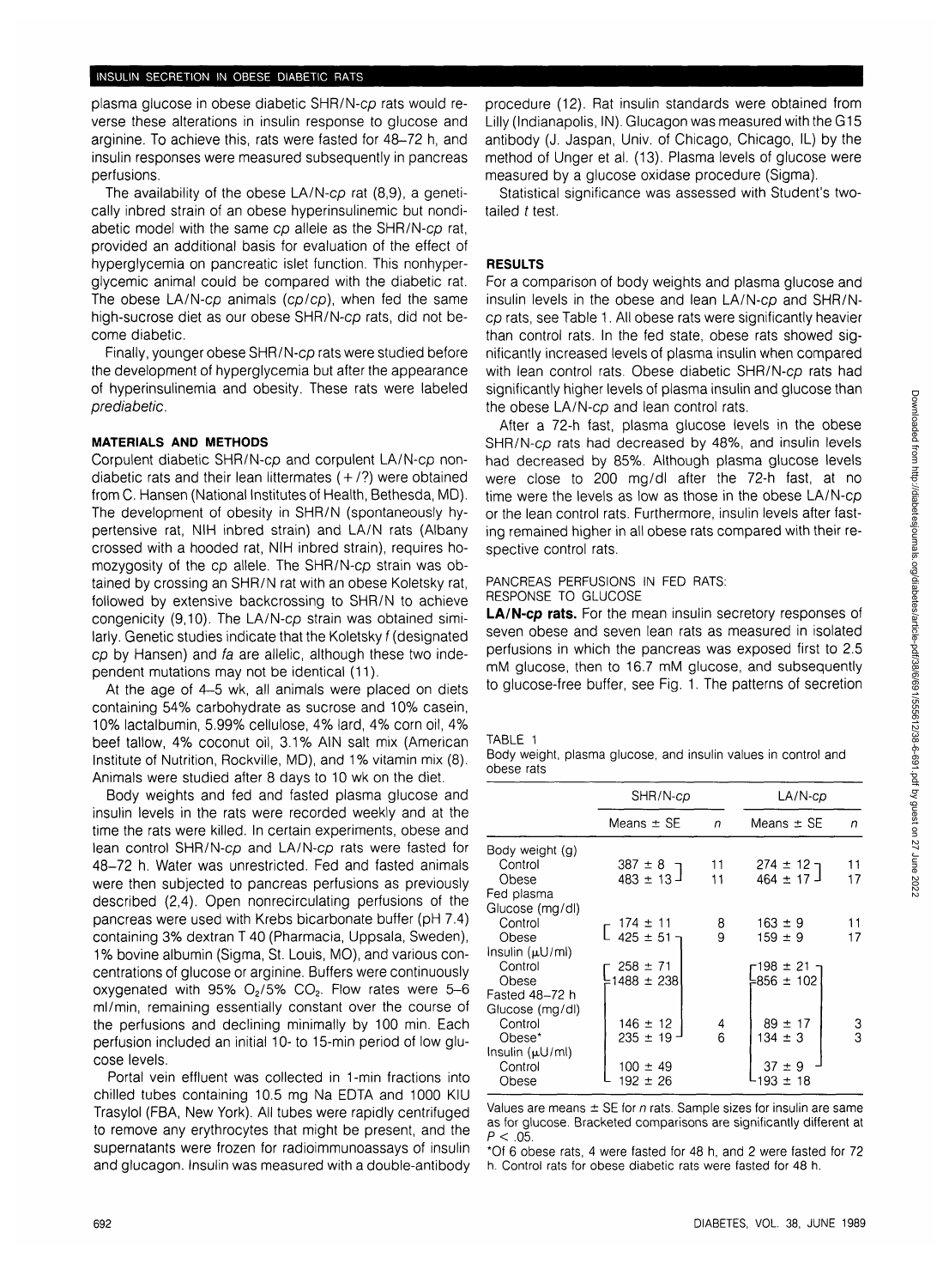plasma glucose in obese diabetic SHR/N-*cp* rats would reverse these alterations in insulin response to glucose and arginine. To achieve this, rats were fasted for 48–72 h, and insulin responses were measured subsequently in pancreas perfusions.

The availability of the obese LA/N-*cp* rat (8,9), a genetically inbred strain of an obese hyperinsulinemic but nondiabetic model with the same *cp* allele as the SHR/N-*cp* rat, provided an additional basis for evaluation of the effect of hyperglycemia on pancreatic islet function. This nonhyperglycemic animal could be compared with the diabetic rat. The obese LA/N-*cp* animals (*cp/cp*), when fed the same high-sucrose diet as our obese SHR/N-*cp* rats, did not become diabetic.

Finally, younger obese SHR/N-*cp* rats were studied before the development of hyperglycemia but after the appearance of hyperinsulinemia and obesity. These rats were labeled *prediabetic*.

## MATERIALS AND METHODS

Corpulent diabetic SHR/N-*cp* and corpulent LA/N-*cp* nondiabetic rats and their lean littermates (+/?) were obtained from C. Hansen (National Institutes of Health, Bethesda, MD). The development of obesity in SHR/N (spontaneously hypertensive rat, NIH inbred strain) and LA/N rats (Albany crossed with a hooded rat, NIH inbred strain), requires homozygosity of the *cp* allele. The SHR/N-*cp* strain was obtained by crossing an SHR/N rat with an obese Koletsky rat, followed by extensive backcrossing to SHR/N to achieve congenicity (9,10). The LA/N-*cp* strain was obtained similarly. Genetic studies indicate that the Koletsky *f* (designated *cp* by Hansen) and *fa* are allelic, although these two independent mutations may not be identical (11).

At the age of 4–5 wk, all animals were placed on diets containing 54% carbohydrate as sucrose and 10% casein, 10% lactalbumin, 5.99% cellulose, 4% lard, 4% corn oil, 4% beef tallow, 4% coconut oil, 3.1% AIN salt mix (American Institute of Nutrition, Rockville, MD), and 1% vitamin mix (8). Animals were studied after 8 days to 10 wk on the diet.

Body weights and fed and fasted plasma glucose and insulin levels in the rats were recorded weekly and at the time the rats were killed. In certain experiments, obese and lean control SHR/N-*cp* and LA/N-*cp* rats were fasted for 48–72 h. Water was unrestricted. Fed and fasted animals were then subjected to pancreas perfusions as previously described (2,4). Open nonrecirculating perfusions of the pancreas were used with Krebs bicarbonate buffer (pH 7.4) containing 3% dextran T 40 (Pharmacia, Uppsala, Sweden), 1% bovine albumin (Sigma, St. Louis, MO), and various concentrations of glucose or arginine. Buffers were continuously oxygenated with 95% $O_2$/5% $CO_2$. Flow rates were 5–6 ml/min, remaining essentially constant over the course of the perfusions and declining minimally by 100 min. Each perfusion included an initial 10- to 15-min period of low glucose levels.

Portal vein effluent was collected in 1-min fractions into chilled tubes containing 10.5 mg Na EDTA and 1000 KIU Trasylol (FBA, New York). All tubes were rapidly centrifuged to remove any erythrocytes that might be present, and the supernatants were frozen for radioimmunoassays of insulin and glucagon. Insulin was measured with a double-antibody procedure (12). Rat insulin standards were obtained from Lilly (Indianapolis, IN). Glucagon was measured with the G15 antibody (J. Jaspan, Univ. of Chicago, Chicago, IL) by the method of Unger et al. (13). Plasma levels of glucose were measured by a glucose oxidase procedure (Sigma).

Statistical significance was assessed with Student's two-tailed *t* test.

## RESULTS

For a comparison of body weights and plasma glucose and insulin levels in the obese and lean LA/N-*cp* and SHR/N-*cp* rats, see Table 1. All obese rats were significantly heavier than control rats. In the fed state, obese rats showed significantly increased levels of plasma insulin when compared with lean control rats. Obese diabetic SHR/N-*cp* rats had significantly higher levels of plasma insulin and glucose than the obese LA/N-*cp* and lean control rats.

After a 72-h fast, plasma glucose levels in the obese SHR/N-*cp* rats had decreased by 48%, and insulin levels had decreased by 85%. Although plasma glucose levels were close to 200 mg/dl after the 72-h fast, at no time were the levels as low as those in the obese LA/N-*cp* or the lean control rats. Furthermore, insulin levels after fasting remained higher in all obese rats compared with their respective control rats.

### PANCREAS PERFUSIONS IN FED RATS: RESPONSE TO GLUCOSE

**LA/N-*cp* rats.** For the mean insulin secretory responses of seven obese and seven lean rats as measured in isolated perfusions in which the pancreas was exposed first to 2.5 mM glucose, then to 16.7 mM glucose, and subsequently to glucose-free buffer, see Fig. 1. The patterns of secretion

TABLE 1
Body weight, plasma glucose, and insulin values in control and obese rats

| | SHR/N-*cp* | | LA/N-*cp* | |
|---|---|---|---|---|
| | Means ± SE | *n* | Means ± SE | *n* |
| Body weight (g) | | | | |
| Control | 387 ± 8 | 11 | 274 ± 12 | 11 |
| Obese | 483 ± 13 | 11 | 464 ± 17 | 17 |
| Fed plasma | | | | |
| Glucose (mg/dl) | | | | |
| Control | 174 ± 11 | 8 | 163 ± 9 | 11 |
| Obese | 425 ± 51 | 9 | 159 ± 9 | 17 |
| Insulin (μU/ml) | | | | |
| Control | 258 ± 71 | | 198 ± 21 | |
| Obese | 1488 ± 238 | | 856 ± 102 | |
| Fasted 48–72 h | | | | |
| Glucose (mg/dl) | | | | |
| Control | 146 ± 12 | 4 | 89 ± 17 | 3 |
| Obese* | 235 ± 19 | 6 | 134 ± 3 | 3 |
| Insulin (μU/ml) | | | | |
| Control | 100 ± 49 | | 37 ± 9 | |
| Obese | 192 ± 26 | | 193 ± 18 | |

Values are means ± SE for *n* rats. Sample sizes for insulin are same as for glucose. Bracketed comparisons are significantly different at $P < .05$.

*Of 6 obese rats, 4 were fasted for 48 h, and 2 were fasted for 72 h. Control rats for obese diabetic rats were fasted for 48 h.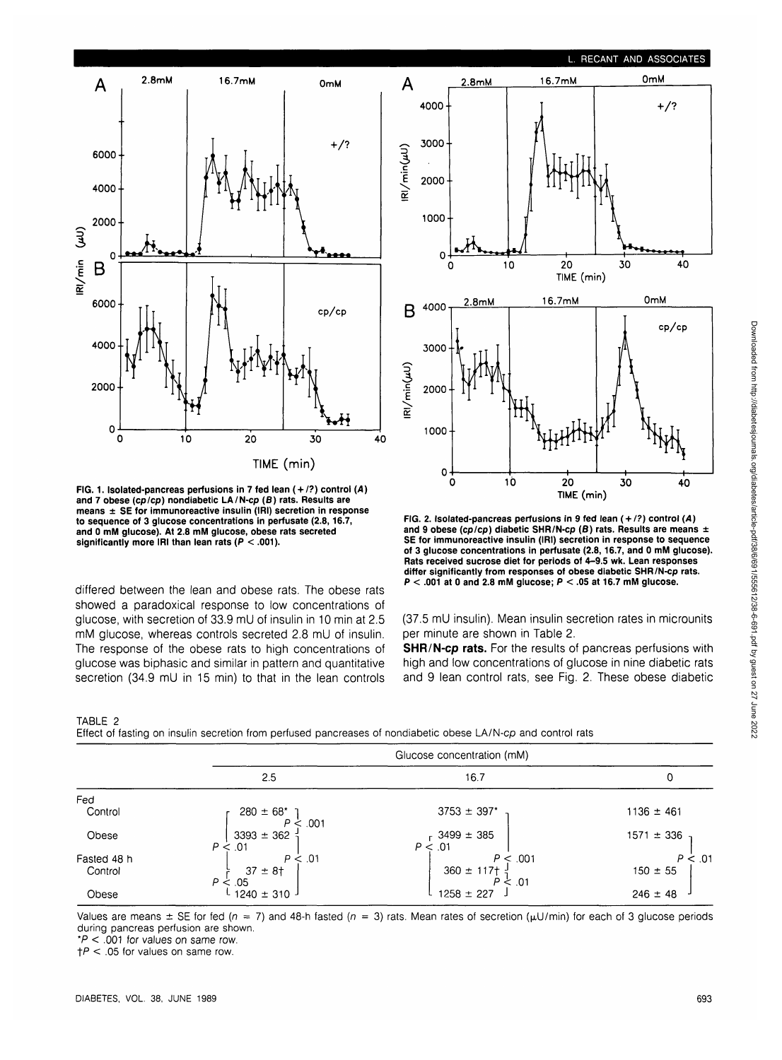FIG. 1. Isolated-pancreas perfusions in 7 fed lean (+/?) control (*A*) and 7 obese (*cp/cp*) nondiabetic LA/N-*cp* (*B*) rats. Results are means ± SE for immunoreactive insulin (IRI) secretion in response to sequence of 3 glucose concentrations in perfusate (2.8, 16.7, and 0 mM glucose). At 2.8 mM glucose, obese rats secreted significantly more IRI than lean rats ($P < .001$).

FIG. 2. Isolated-pancreas perfusions in 9 fed lean (+/?) control (*A*) and 9 obese (*cp/cp*) diabetic SHR/N-*cp* (*B*) rats. Results are means ± SE for immunoreactive insulin (IRI) secretion in response to sequence of 3 glucose concentrations in perfusate (2.8, 16.7, and 0 mM glucose). Rats received sucrose diet for periods of 4–9.5 wk. Lean responses differ significantly from responses of obese diabetic SHR/N-*cp* rats. $P < .001$ at 0 and 2.8 mM glucose; $P < .05$ at 16.7 mM glucose.

differed between the lean and obese rats. The obese rats showed a paradoxical response to low concentrations of glucose, with secretion of 33.9 mU of insulin in 10 min at 2.5 mM glucose, whereas controls secreted 2.8 mU of insulin. The response of the obese rats to high concentrations of glucose was biphasic and similar in pattern and quantitative secretion (34.9 mU in 15 min) to that in the lean controls (37.5 mU insulin). Mean insulin secretion rates in microunits per minute are shown in Table 2.

**SHR/N-*cp* rats.** For the results of pancreas perfusions with high and low concentrations of glucose in nine diabetic rats and 9 lean control rats, see Fig. 2. These obese diabetic

TABLE 2
Effect of fasting on insulin secretion from perfused pancreases of nondiabetic obese LA/N-*cp* and control rats

| | Glucose concentration (mM) | | |
|---|---|---|---|
| | 2.5 | 16.7 | 0 |
| Fed | | | |
| Control | 280 ± 68* (vs. obese: $P < .001$) | 3753 ± 397* (vs. fasted control: $P < .001$) | 1136 ± 461 |
| Obese | 3393 ± 362 (vs. fasted obese: $P < .01$) | 3499 ± 385 (vs. fasted obese: $P < .01$) | 1571 ± 336 (vs. fasted obese: $P < .01$) |
| Fasted 48 h | | | |
| Control | 37 ± 8† (vs. fed control: $P < .01$; vs. fasted obese: $P < .05$) | 360 ± 117† (vs. fasted obese: $P < .01$) | 150 ± 55 |
| Obese | 1240 ± 310 | 1258 ± 227 | 246 ± 48 |

Values are means ± SE for fed ($n = 7$) and 48-h fasted ($n = 3$) rats. Mean rates of secretion (μU/min) for each of 3 glucose periods during pancreas perfusion are shown.
*$P < .001$ for values on same row.
†$P < .05$ for values on same row.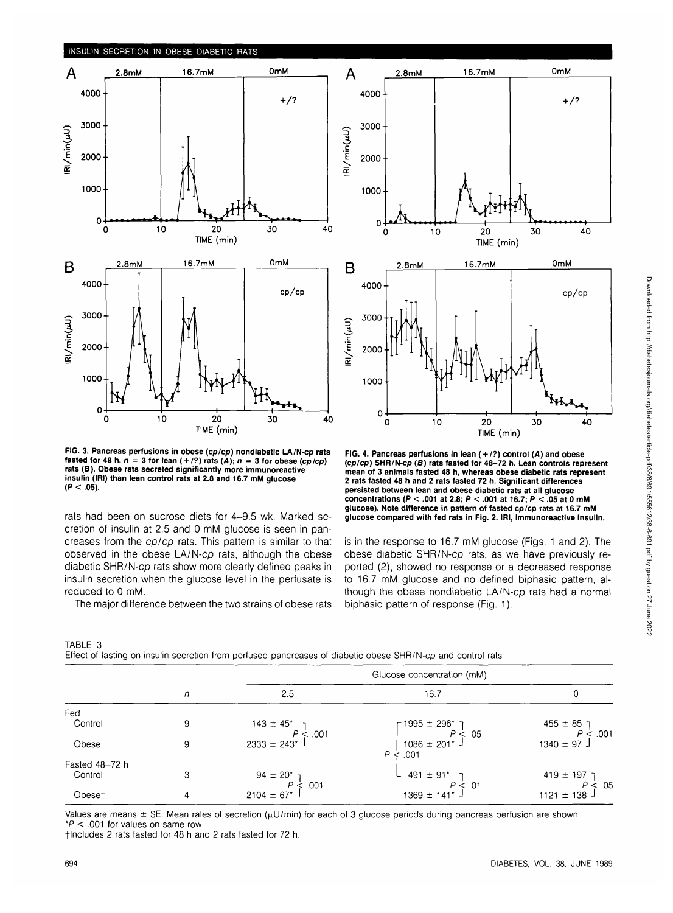FIG. 3. Pancreas perfusions in obese (*cp/cp*) nondiabetic LA/N-*cp* rats fasted for 48 h. *n* = 3 for lean (+/?) rats (*A*); *n* = 3 for obese (*cp/cp*) rats (*B*). Obese rats secreted significantly more immunoreactive insulin (IRI) than lean control rats at 2.8 and 16.7 mM glucose ($P < .05$).

FIG. 4. Pancreas perfusions in lean (+/?) control (*A*) and obese (*cp/cp*) SHR/N-*cp* (*B*) rats fasted for 48–72 h. Lean controls represent mean of 3 animals fasted 48 h, whereas obese diabetic rats represent 2 rats fasted 48 h and 2 rats fasted 72 h. Significant differences persisted between lean and obese diabetic rats at all glucose concentrations ($P < .001$ at 2.8; $P < .001$ at 16.7; $P < .05$ at 0 mM glucose). Note difference in pattern of fasted *cp/cp* rats at 16.7 mM glucose compared with fed rats in Fig. 2. IRI, immunoreactive insulin.

rats had been on sucrose diets for 4–9.5 wk. Marked secretion of insulin at 2.5 and 0 mM glucose is seen in pancreases from the *cp/cp* rats. This pattern is similar to that observed in the obese LA/N-*cp* rats, although the obese diabetic SHR/N-*cp* rats show more clearly defined peaks in insulin secretion when the glucose level in the perfusate is reduced to 0 mM.

The major difference between the two strains of obese rats is in the response to 16.7 mM glucose (Figs. 1 and 2). The obese diabetic SHR/N-*cp* rats, as we have previously reported (2), showed no response or a decreased response to 16.7 mM glucose and no defined biphasic pattern, although the obese nondiabetic LA/N-*cp* rats had a normal biphasic pattern of response (Fig. 1).

TABLE 3
Effect of fasting on insulin secretion from perfused pancreases of diabetic obese SHR/N-*cp* and control rats

| | *n* | Glucose concentration (mM) | | |
|---|---|---|---|---|
| | | 2.5 | 16.7 | 0 |
| Fed | | | | |
| Control | 9 | 143 ± 45* | 1995 ± 296* | 455 ± 85 |
| | | $P < .001$ | $P < .05$ | $P < .001$ |
| Obese | 9 | 2333 ± 243* | 1086 ± 201* | 1340 ± 97 |
| | | | Fed vs. fasted control: $P < .001$ | |
| Fasted 48–72 h | | | | |
| Control | 3 | 94 ± 20* | 491 ± 91* | 419 ± 197 |
| | | $P < .001$ | $P < .01$ | $P < .05$ |
| Obese† | 4 | 2104 ± 67* | 1369 ± 141* | 1121 ± 138 |

Values are means ± SE. Mean rates of secretion (μU/min) for each of 3 glucose periods during pancreas perfusion are shown.
*$P < .001$ for values on same row.
†Includes 2 rats fasted for 48 h and 2 rats fasted for 72 h.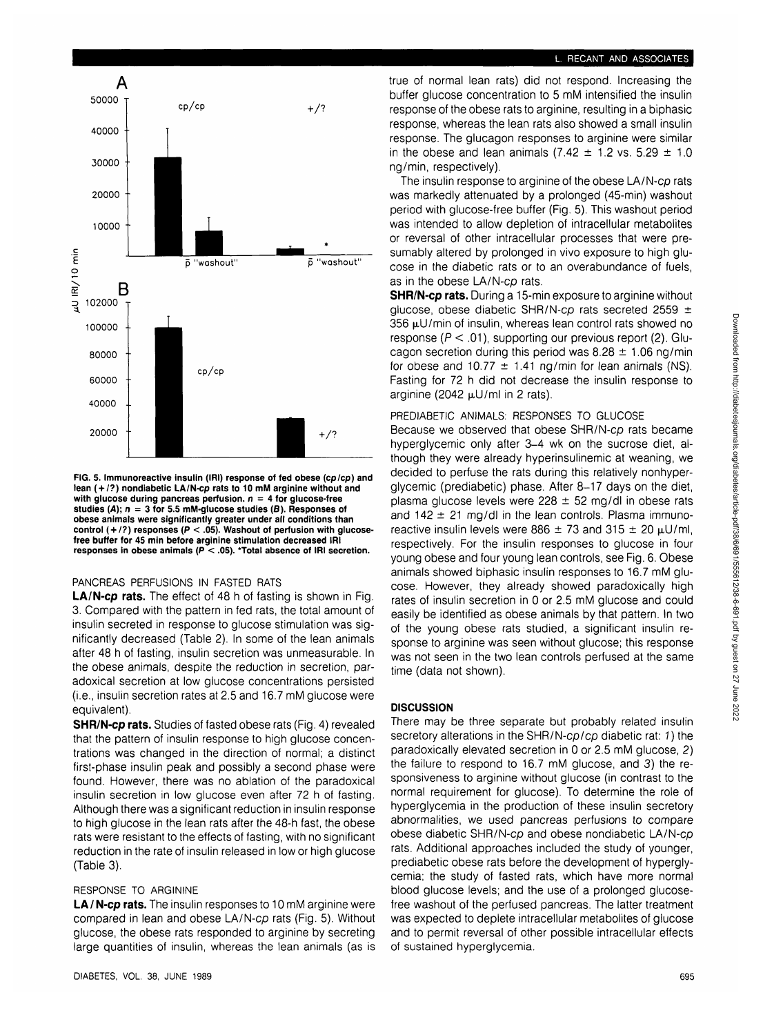FIG. 5. Immunoreactive insulin (IRI) response of fed obese (cp/cp) and lean (+/?) nondiabetic LA/N-*cp* rats to 10 mM arginine without and with glucose during pancreas perfusion. $n = 4$ for glucose-free studies (*A*); $n = 3$ for 5.5 mM-glucose studies (*B*). Responses of obese animals were significantly greater under all conditions than control (+/?) responses ($P < .05$). Washout of perfusion with glucose-free buffer for 45 min before arginine stimulation decreased IRI responses in obese animals ($P < .05$). *Total absence of IRI secretion.

PANCREAS PERFUSIONS IN FASTED RATS

**LA/N-*cp* rats.** The effect of 48 h of fasting is shown in Fig. 3. Compared with the pattern in fed rats, the total amount of insulin secreted in response to glucose stimulation was significantly decreased (Table 2). In some of the lean animals after 48 h of fasting, insulin secretion was unmeasurable. In the obese animals, despite the reduction in secretion, paradoxical secretion at low glucose concentrations persisted (i.e., insulin secretion rates at 2.5 and 16.7 mM glucose were equivalent).

**SHR/N-*cp* rats.** Studies of fasted obese rats (Fig. 4) revealed that the pattern of insulin response to high glucose concentrations was changed in the direction of normal; a distinct first-phase insulin peak and possibly a second phase were found. However, there was no ablation of the paradoxical insulin secretion in low glucose even after 72 h of fasting. Although there was a significant reduction in insulin response to high glucose in the lean rats after the 48-h fast, the obese rats were resistant to the effects of fasting, with no significant reduction in the rate of insulin released in low or high glucose (Table 3).

RESPONSE TO ARGININE

**LA/N-*cp* rats.** The insulin responses to 10 mM arginine were compared in lean and obese LA/N-*cp* rats (Fig. 5). Without glucose, the obese rats responded to arginine by secreting large quantities of insulin, whereas the lean animals (as is true of normal lean rats) did not respond. Increasing the buffer glucose concentration to 5 mM intensified the insulin response of the obese rats to arginine, resulting in a biphasic response, whereas the lean rats also showed a small insulin response. The glucagon responses to arginine were similar in the obese and lean animals (7.42 ± 1.2 vs. 5.29 ± 1.0 ng/min, respectively).

The insulin response to arginine of the obese LA/N-*cp* rats was markedly attenuated by a prolonged (45-min) washout period with glucose-free buffer (Fig. 5). This washout period was intended to allow depletion of intracellular metabolites or reversal of other intracellular processes that were presumably altered by prolonged in vivo exposure to high glucose in the diabetic rats or to an overabundance of fuels, as in the obese LA/N-*cp* rats.

**SHR/N-*cp* rats.** During a 15-min exposure to arginine without glucose, obese diabetic SHR/N-*cp* rats secreted 2559 ± 356 μU/min of insulin, whereas lean control rats showed no response ($P < .01$), supporting our previous report (2). Glucagon secretion during this period was 8.28 ± 1.06 ng/min for obese and 10.77 ± 1.41 ng/min for lean animals (NS). Fasting for 72 h did not decrease the insulin response to arginine (2042 μU/ml in 2 rats).

PREDIABETIC ANIMALS: RESPONSES TO GLUCOSE

Because we observed that obese SHR/N-*cp* rats became hyperglycemic only after 3–4 wk on the sucrose diet, although they were already hyperinsulinemic at weaning, we decided to perfuse the rats during this relatively nonhyperglycemic (prediabetic) phase. After 8–17 days on the diet, plasma glucose levels were 228 ± 52 mg/dl in obese rats and 142 ± 21 mg/dl in the lean controls. Plasma immunoreactive insulin levels were 886 ± 73 and 315 ± 20 μU/ml, respectively. For the insulin responses to glucose in four young obese and four young lean controls, see Fig. 6. Obese animals showed biphasic insulin responses to 16.7 mM glucose. However, they already showed paradoxically high rates of insulin secretion in 0 or 2.5 mM glucose and could easily be identified as obese animals by that pattern. In two of the young obese rats studied, a significant insulin response to arginine was seen without glucose; this response was not seen in the two lean controls perfused at the same time (data not shown).

## DISCUSSION

There may be three separate but probably related insulin secretory alterations in the SHR/N-*cp/cp* diabetic rat: 1) the paradoxically elevated secretion in 0 or 2.5 mM glucose, 2) the failure to respond to 16.7 mM glucose, and 3) the responsiveness to arginine without glucose (in contrast to the normal requirement for glucose). To determine the role of hyperglycemia in the production of these insulin secretory abnormalities, we used pancreas perfusions to compare obese diabetic SHR/N-*cp* and obese nondiabetic LA/N-*cp* rats. Additional approaches included the study of younger, prediabetic obese rats before the development of hyperglycemia; the study of fasted rats, which have more normal blood glucose levels; and the use of a prolonged glucose-free washout of the perfused pancreas. The latter treatment was expected to deplete intracellular metabolites of glucose and to permit reversal of other possible intracellular effects of sustained hyperglycemia.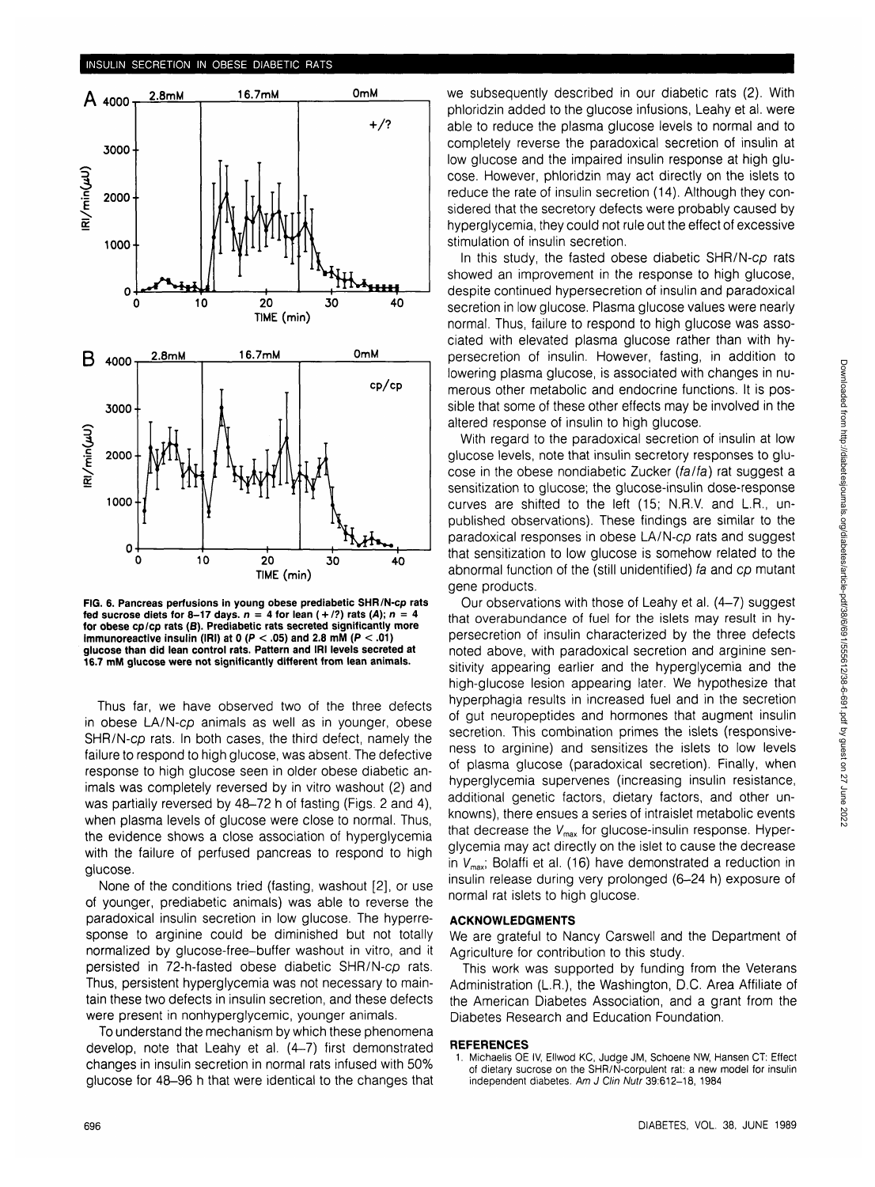FIG. 6. Pancreas perfusions in young obese prediabetic SHR/N-*cp* rats fed sucrose diets for 8–17 days. $n = 4$ for lean (+/?) rats (*A*); $n = 4$ for obese *cp/cp* rats (*B*). Prediabetic rats secreted significantly more immunoreactive insulin (IRI) at 0 ($P < .05$) and 2.8 mM ($P < .01$) glucose than did lean control rats. Pattern and IRI levels secreted at 16.7 mM glucose were not significantly different from lean animals.

Thus far, we have observed two of the three defects in obese LA/N-*cp* animals as well as in younger, obese SHR/N-*cp* rats. In both cases, the third defect, namely the failure to respond to high glucose, was absent. The defective response to high glucose seen in older obese diabetic animals was completely reversed by in vitro washout (2) and was partially reversed by 48–72 h of fasting (Figs. 2 and 4), when plasma levels of glucose were close to normal. Thus, the evidence shows a close association of hyperglycemia with the failure of perfused pancreas to respond to high glucose.

None of the conditions tried (fasting, washout [2], or use of younger, prediabetic animals) was able to reverse the paradoxical insulin secretion in low glucose. The hyperresponse to arginine could be diminished but not totally normalized by glucose-free–buffer washout in vitro, and it persisted in 72-h-fasted obese diabetic SHR/N-*cp* rats. Thus, persistent hyperglycemia was not necessary to maintain these two defects in insulin secretion, and these defects were present in nonhyperglycemic, younger animals.

To understand the mechanism by which these phenomena develop, note that Leahy et al. (4–7) first demonstrated changes in insulin secretion in normal rats infused with 50% glucose for 48–96 h that were identical to the changes that we subsequently described in our diabetic rats (2). With phloridzin added to the glucose infusions, Leahy et al. were able to reduce the plasma glucose levels to normal and to completely reverse the paradoxical secretion of insulin at low glucose and the impaired insulin response at high glucose. However, phloridzin may act directly on the islets to reduce the rate of insulin secretion (14). Although they considered that the secretory defects were probably caused by hyperglycemia, they could not rule out the effect of excessive stimulation of insulin secretion.

In this study, the fasted obese diabetic SHR/N-*cp* rats showed an improvement in the response to high glucose, despite continued hypersecretion of insulin and paradoxical secretion in low glucose. Plasma glucose values were nearly normal. Thus, failure to respond to high glucose was associated with elevated plasma glucose rather than with hypersecretion of insulin. However, fasting, in addition to lowering plasma glucose, is associated with changes in numerous other metabolic and endocrine functions. It is possible that some of these other effects may be involved in the altered response of insulin to high glucose.

With regard to the paradoxical secretion of insulin at low glucose levels, note that insulin secretory responses to glucose in the obese nondiabetic Zucker (*fa/fa*) rat suggest a sensitization to glucose; the glucose-insulin dose-response curves are shifted to the left (15; N.R.V. and L.R., unpublished observations). These findings are similar to the paradoxical responses in obese LA/N-*cp* rats and suggest that sensitization to low glucose is somehow related to the abnormal function of the (still unidentified) *fa* and *cp* mutant gene products.

Our observations with those of Leahy et al. (4–7) suggest that overabundance of fuel for the islets may result in hypersecretion of insulin characterized by the three defects noted above, with paradoxical secretion and arginine sensitivity appearing earlier and the hyperglycemia and the high-glucose lesion appearing later. We hypothesize that hyperphagia results in increased fuel and in the secretion of gut neuropeptides and hormones that augment insulin secretion. This combination primes the islets (responsiveness to arginine) and sensitizes the islets to low levels of plasma glucose (paradoxical secretion). Finally, when hyperglycemia supervenes (increasing insulin resistance, additional genetic factors, dietary factors, and other unknowns), there ensues a series of intraislet metabolic events that decrease the $V_{max}$ for glucose-insulin response. Hyperglycemia may act directly on the islet to cause the decrease in $V_{max}$; Bolaffi et al. (16) have demonstrated a reduction in insulin release during very prolonged (6–24 h) exposure of normal rat islets to high glucose.

## ACKNOWLEDGMENTS

We are grateful to Nancy Carswell and the Department of Agriculture for contribution to this study.

This work was supported by funding from the Veterans Administration (L.R.), the Washington, D.C. Area Affiliate of the American Diabetes Association, and a grant from the Diabetes Research and Education Foundation.

## REFERENCES

1. Michaelis OE IV, Ellwod KC, Judge JM, Schoene NW, Hansen CT: Effect of dietary sucrose on the SHR/N-corpulent rat: a new model for insulin independent diabetes. *Am J Clin Nutr* 39:612–18, 1984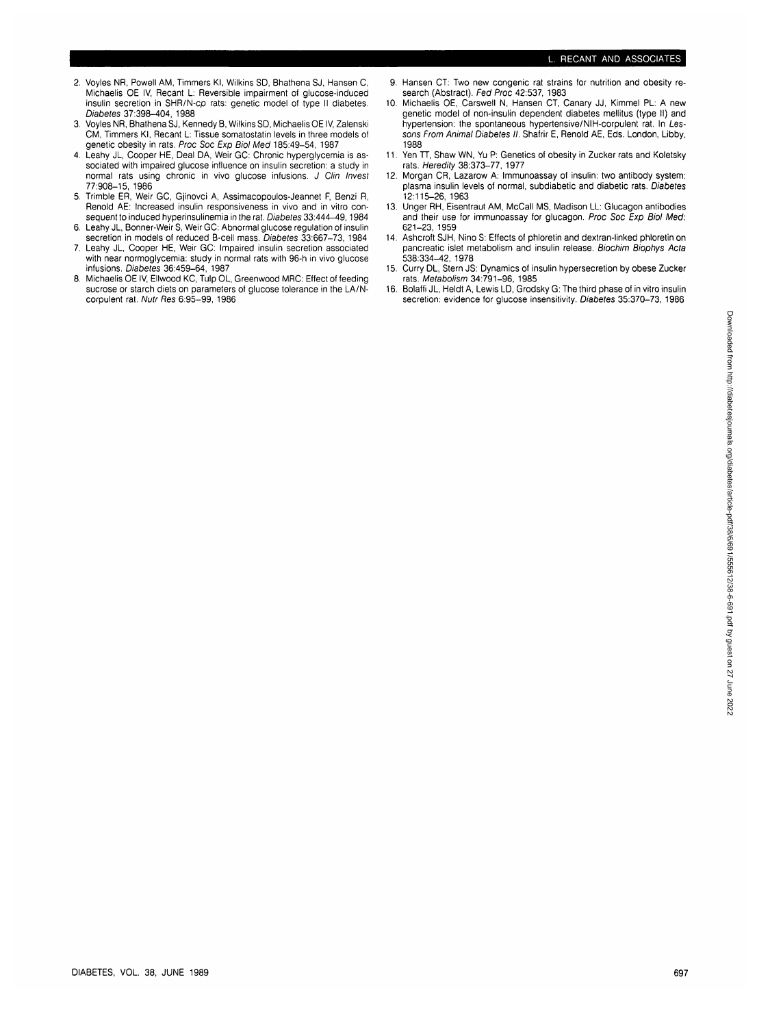2. Voyles NR, Powell AM, Timmers KI, Wilkins SD, Bhathena SJ, Hansen C, Michaelis OE IV, Recant L: Reversible impairment of glucose-induced insulin secretion in SHR/N-*cp* rats: genetic model of type II diabetes. *Diabetes* 37:398–404, 1988
3. Voyles NR, Bhathena SJ, Kennedy B, Wilkins SD, Michaelis OE IV, Zalenski CM, Timmers KI, Recant L: Tissue somatostatin levels in three models of genetic obesity in rats. *Proc Soc Exp Biol Med* 185:49–54, 1987
4. Leahy JL, Cooper HE, Deal DA, Weir GC: Chronic hyperglycemia is associated with impaired glucose influence on insulin secretion: a study in normal rats using chronic in vivo glucose infusions. *J Clin Invest* 77:908–15, 1986
5. Trimble ER, Weir GC, Gjinovci A, Assimacopoulos-Jeannet F, Benzi R, Renold AE: Increased insulin responsiveness in vivo and in vitro consequent to induced hyperinsulinemia in the rat. *Diabetes* 33:444–49, 1984
6. Leahy JL, Bonner-Weir S, Weir GC: Abnormal glucose regulation of insulin secretion in models of reduced B-cell mass. *Diabetes* 33:667–73, 1984
7. Leahy JL, Cooper HE, Weir GC: Impaired insulin secretion associated with near normoglycemia: study in normal rats with 96-h in vivo glucose infusions. *Diabetes* 36:459–64, 1987
8. Michaelis OE IV, Ellwood KC, Tulp OL, Greenwood MRC: Effect of feeding sucrose or starch diets on parameters of glucose tolerance in the LA/N-corpulent rat. *Nutr Res* 6:95–99, 1986
9. Hansen CT: Two new congenic rat strains for nutrition and obesity research (Abstract). *Fed Proc* 42:537, 1983
10. Michaelis OE, Carswell N, Hansen CT, Canary JJ, Kimmel PL: A new genetic model of non-insulin dependent diabetes mellitus (type II) and hypertension: the spontaneous hypertensive/NIH-corpulent rat. In *Lessons From Animal Diabetes II*. Shafrir E, Renold AE, Eds. London, Libby, 1988
11. Yen TT, Shaw WN, Yu P: Genetics of obesity in Zucker rats and Koletsky rats. *Heredity* 38:373–77, 1977
12. Morgan CR, Lazarow A: Immunoassay of insulin: two antibody system: plasma insulin levels of normal, subdiabetic and diabetic rats. *Diabetes* 12:115–26, 1963
13. Unger RH, Eisentraut AM, McCall MS, Madison LL: Glucagon antibodies and their use for immunoassay for glucagon. *Proc Soc Exp Biol Med*: 621–23, 1959
14. Ashcroft SJH, Nino S: Effects of phloretin and dextran-linked phloretin on pancreatic islet metabolism and insulin release. *Biochim Biophys Acta* 538:334–42, 1978
15. Curry DL, Stern JS: Dynamics of insulin hypersecretion by obese Zucker rats. *Metabolism* 34:791–96, 1985
16. Bolaffi JL, Heldt A, Lewis LD, Grodsky G: The third phase of in vitro insulin secretion: evidence for glucose insensitivity. *Diabetes* 35:370–73, 1986